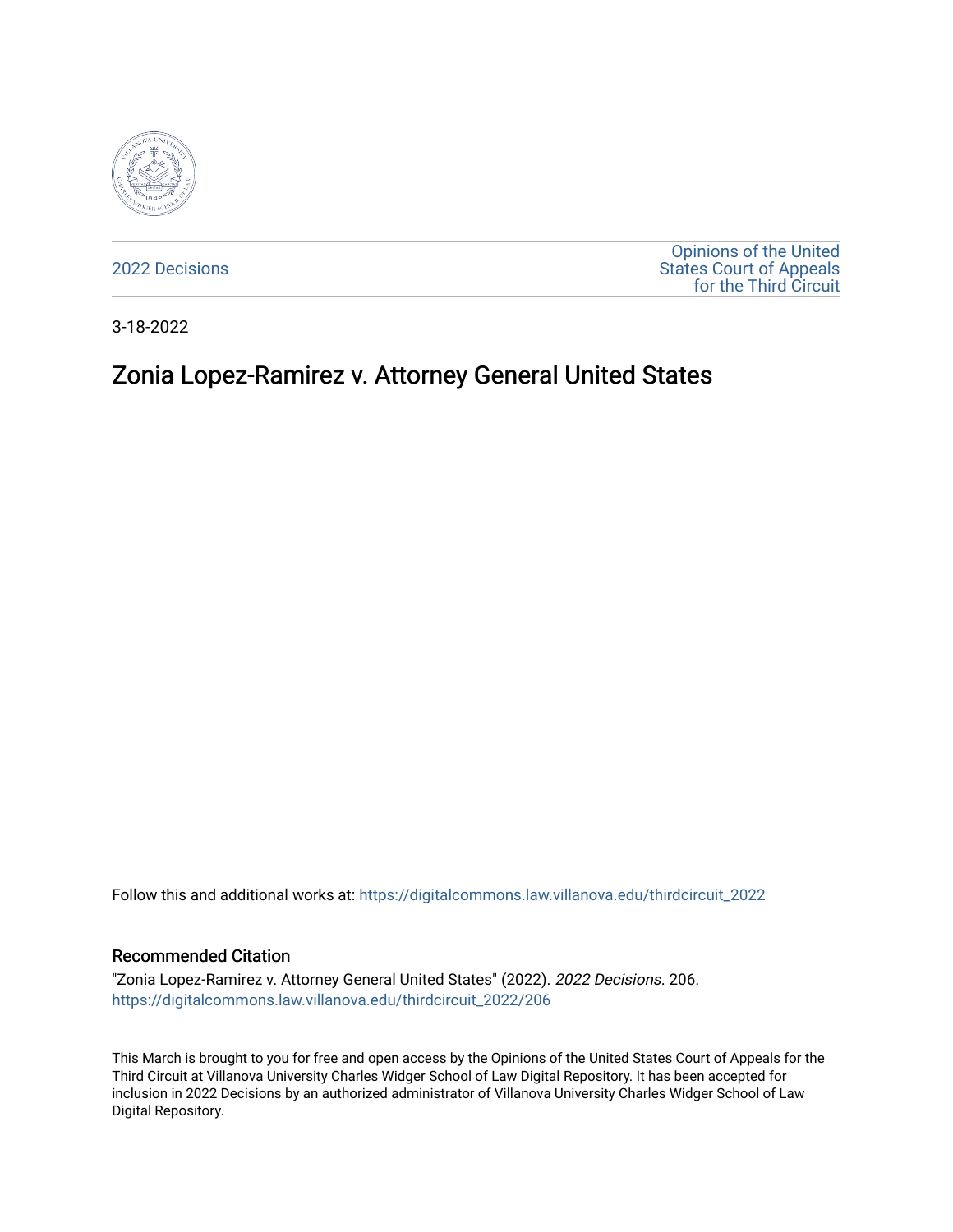2022 Decisions

Opinions of the United States Court of Appeals for the Third Circuit

3-18-2022

# Zonia Lopez-Ramirez v. Attorney General United States

Follow this and additional works at: https://digitalcommons.law.villanova.edu/thirdcircuit_2022

## Recommended Citation

"Zonia Lopez-Ramirez v. Attorney General United States" (2022). *2022 Decisions*. 206.
https://digitalcommons.law.villanova.edu/thirdcircuit_2022/206

This March is brought to you for free and open access by the Opinions of the United States Court of Appeals for the Third Circuit at Villanova University Charles Widger School of Law Digital Repository. It has been accepted for inclusion in 2022 Decisions by an authorized administrator of Villanova University Charles Widger School of Law Digital Repository.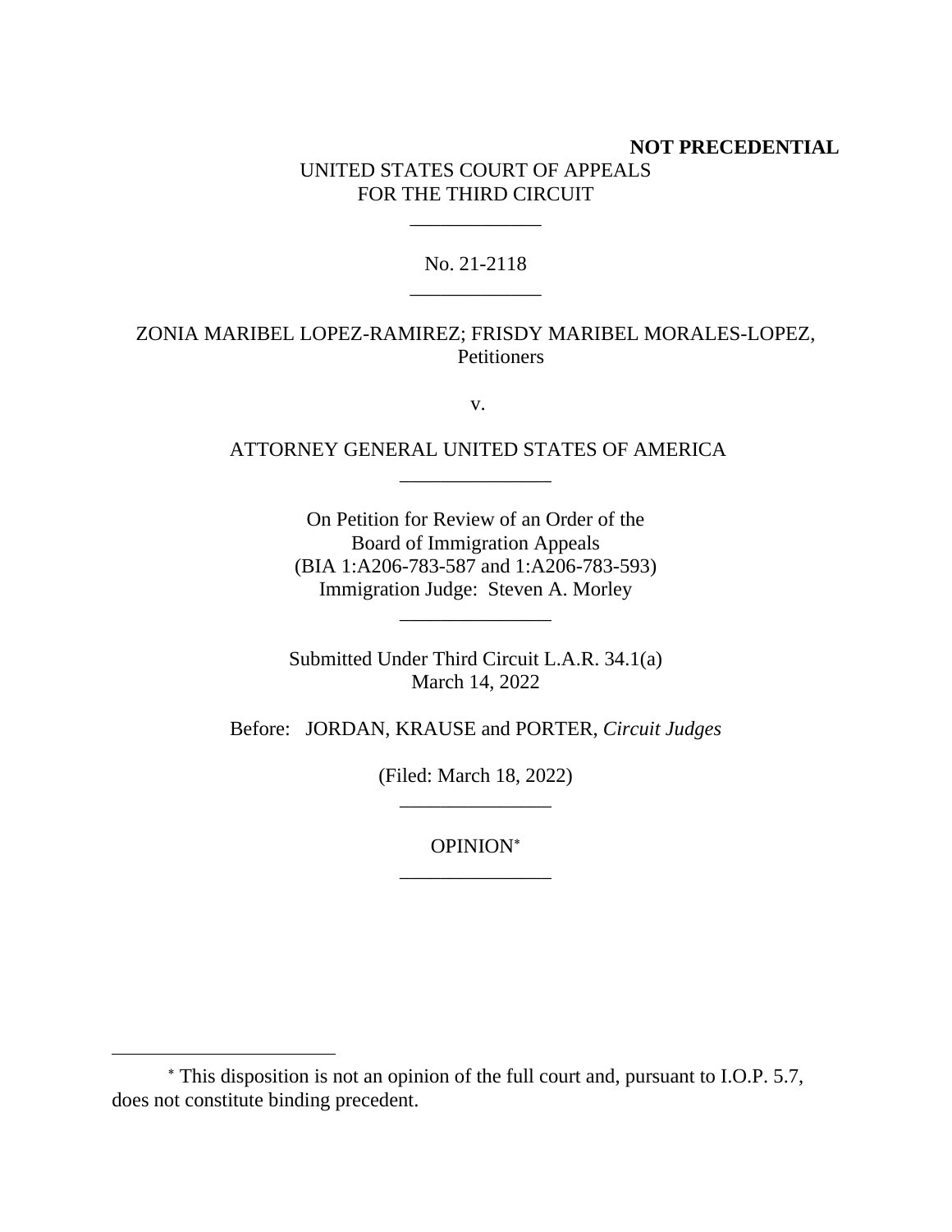**NOT PRECEDENTIAL**

UNITED STATES COURT OF APPEALS
FOR THE THIRD CIRCUIT

\_\_\_\_\_\_\_\_\_\_\_\_\_

No. 21-2118

\_\_\_\_\_\_\_\_\_\_\_\_\_

ZONIA MARIBEL LOPEZ-RAMIREZ; FRISDY MARIBEL MORALES-LOPEZ,
Petitioners

v.

ATTORNEY GENERAL UNITED STATES OF AMERICA

\_\_\_\_\_\_\_\_\_\_\_\_\_\_\_

On Petition for Review of an Order of the
Board of Immigration Appeals
(BIA 1:A206-783-587 and 1:A206-783-593)
Immigration Judge: Steven A. Morley

\_\_\_\_\_\_\_\_\_\_\_\_\_\_\_

Submitted Under Third Circuit L.A.R. 34.1(a)
March 14, 2022

Before: JORDAN, KRAUSE and PORTER, *Circuit Judges*

(Filed: March 18, 2022)

\_\_\_\_\_\_\_\_\_\_\_\_\_\_\_

OPINION[*]

\_\_\_\_\_\_\_\_\_\_\_\_\_\_\_

[*] This disposition is not an opinion of the full court and, pursuant to I.O.P. 5.7, does not constitute binding precedent.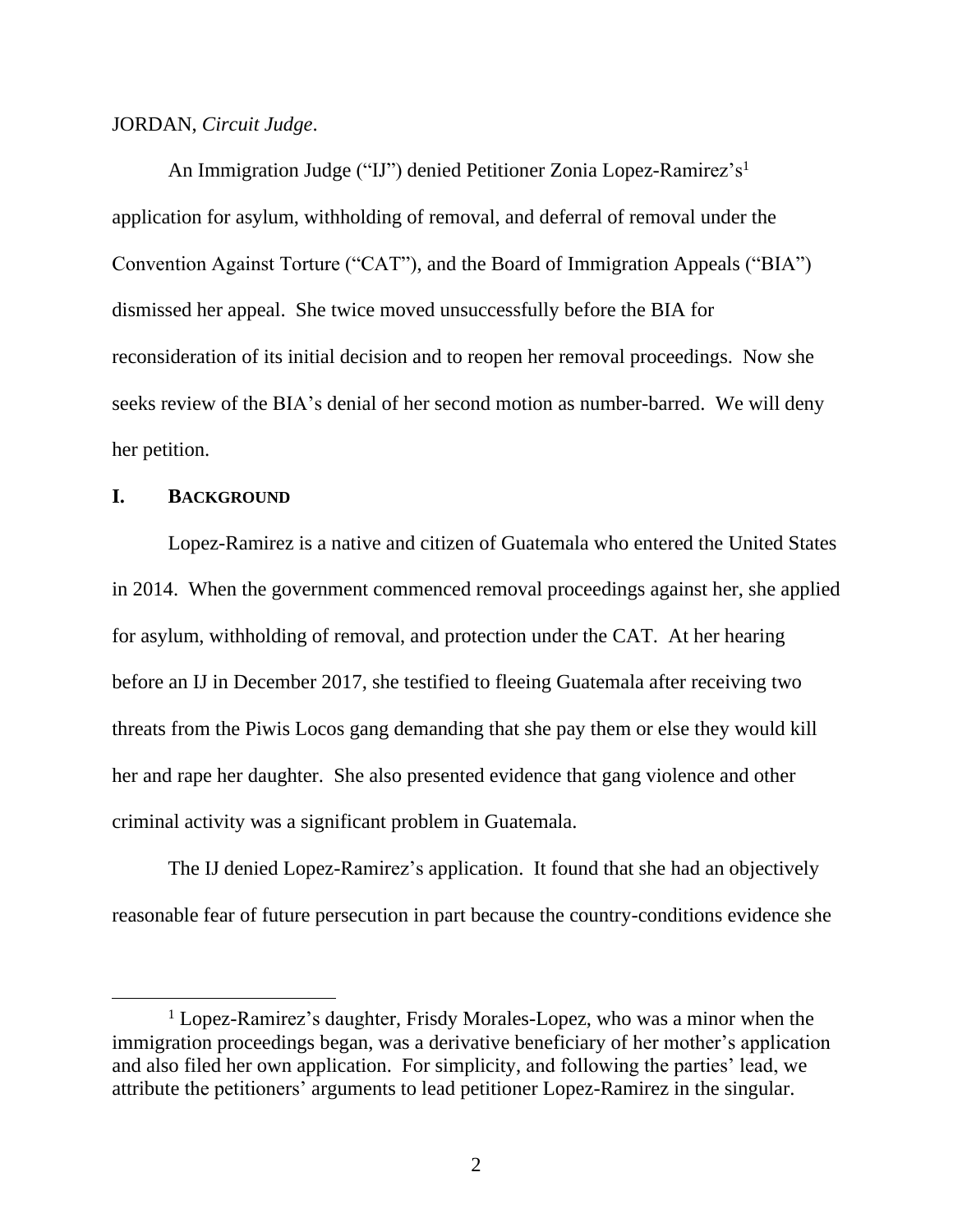JORDAN, *Circuit Judge*.

An Immigration Judge ("IJ") denied Petitioner Zonia Lopez-Ramirez's[1] application for asylum, withholding of removal, and deferral of removal under the Convention Against Torture ("CAT"), and the Board of Immigration Appeals ("BIA") dismissed her appeal. She twice moved unsuccessfully before the BIA for reconsideration of its initial decision and to reopen her removal proceedings. Now she seeks review of the BIA's denial of her second motion as number-barred. We will deny her petition.

## I. BACKGROUND

Lopez-Ramirez is a native and citizen of Guatemala who entered the United States in 2014. When the government commenced removal proceedings against her, she applied for asylum, withholding of removal, and protection under the CAT. At her hearing before an IJ in December 2017, she testified to fleeing Guatemala after receiving two threats from the Piwis Locos gang demanding that she pay them or else they would kill her and rape her daughter. She also presented evidence that gang violence and other criminal activity was a significant problem in Guatemala.

The IJ denied Lopez-Ramirez's application. It found that she had an objectively reasonable fear of future persecution in part because the country-conditions evidence she

[1] Lopez-Ramirez's daughter, Frisdy Morales-Lopez, who was a minor when the immigration proceedings began, was a derivative beneficiary of her mother's application and also filed her own application. For simplicity, and following the parties' lead, we attribute the petitioners' arguments to lead petitioner Lopez-Ramirez in the singular.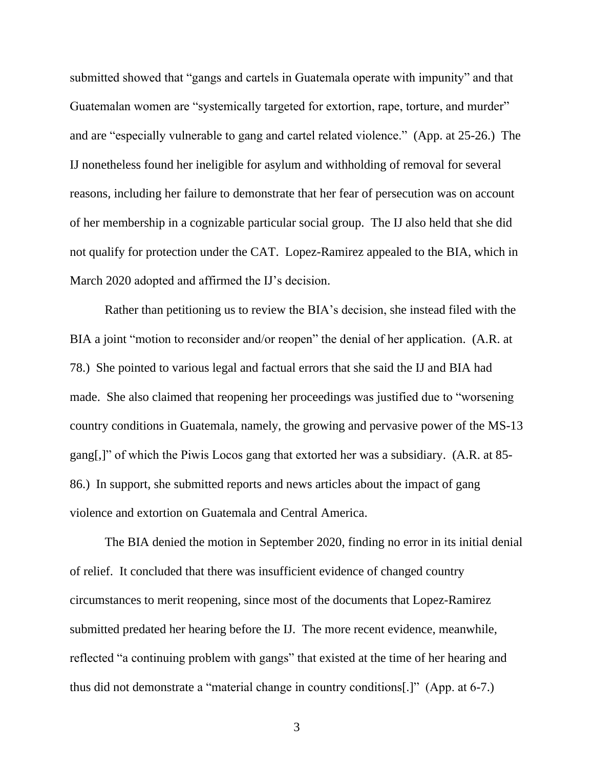submitted showed that "gangs and cartels in Guatemala operate with impunity" and that Guatemalan women are "systemically targeted for extortion, rape, torture, and murder" and are "especially vulnerable to gang and cartel related violence." (App. at 25-26.) The IJ nonetheless found her ineligible for asylum and withholding of removal for several reasons, including her failure to demonstrate that her fear of persecution was on account of her membership in a cognizable particular social group. The IJ also held that she did not qualify for protection under the CAT. Lopez-Ramirez appealed to the BIA, which in March 2020 adopted and affirmed the IJ's decision.

Rather than petitioning us to review the BIA's decision, she instead filed with the BIA a joint "motion to reconsider and/or reopen" the denial of her application. (A.R. at 78.) She pointed to various legal and factual errors that she said the IJ and BIA had made. She also claimed that reopening her proceedings was justified due to "worsening country conditions in Guatemala, namely, the growing and pervasive power of the MS-13 gang[,]" of which the Piwis Locos gang that extorted her was a subsidiary. (A.R. at 85-86.) In support, she submitted reports and news articles about the impact of gang violence and extortion on Guatemala and Central America.

The BIA denied the motion in September 2020, finding no error in its initial denial of relief. It concluded that there was insufficient evidence of changed country circumstances to merit reopening, since most of the documents that Lopez-Ramirez submitted predated her hearing before the IJ. The more recent evidence, meanwhile, reflected "a continuing problem with gangs" that existed at the time of her hearing and thus did not demonstrate a "material change in country conditions[.]" (App. at 6-7.)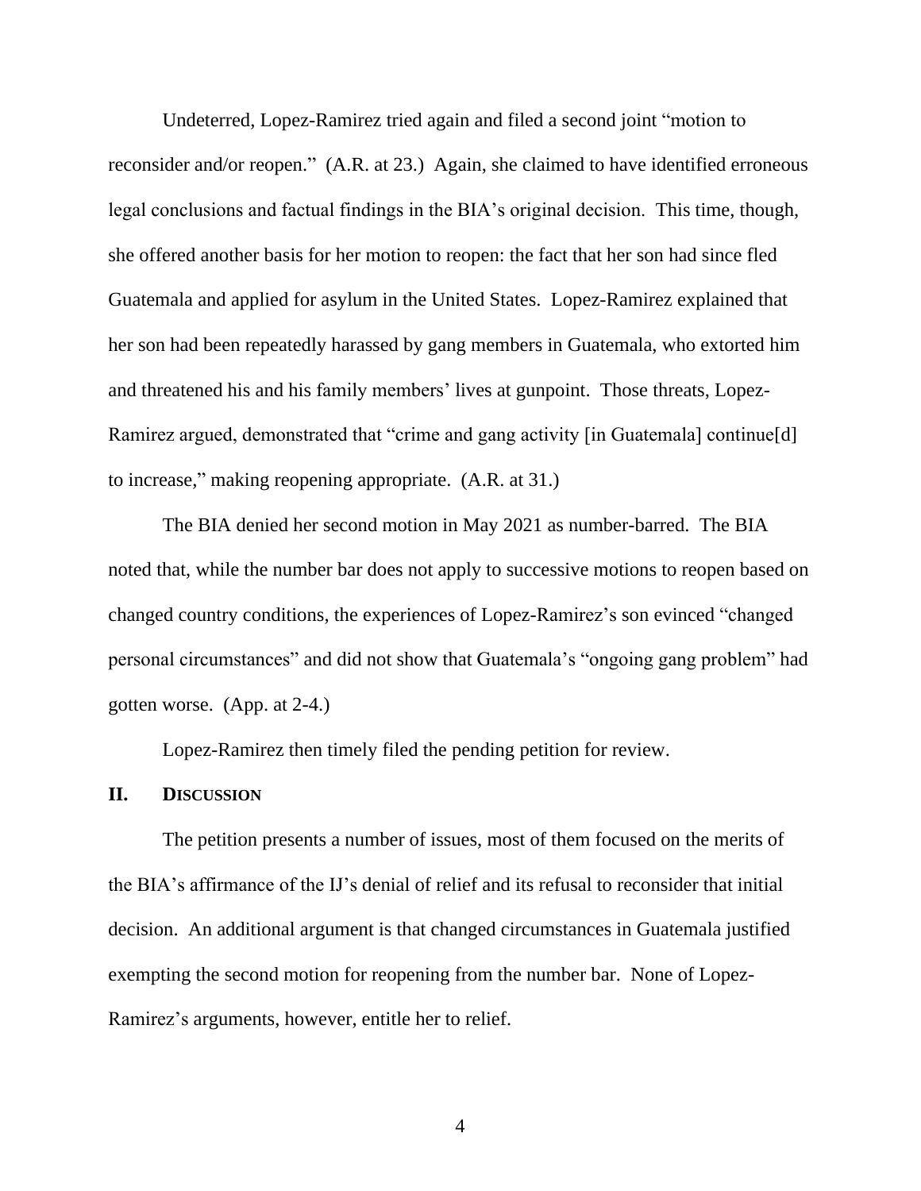Undeterred, Lopez-Ramirez tried again and filed a second joint "motion to reconsider and/or reopen." (A.R. at 23.) Again, she claimed to have identified erroneous legal conclusions and factual findings in the BIA's original decision. This time, though, she offered another basis for her motion to reopen: the fact that her son had since fled Guatemala and applied for asylum in the United States. Lopez-Ramirez explained that her son had been repeatedly harassed by gang members in Guatemala, who extorted him and threatened his and his family members' lives at gunpoint. Those threats, Lopez-Ramirez argued, demonstrated that "crime and gang activity [in Guatemala] continue[d] to increase," making reopening appropriate. (A.R. at 31.)

The BIA denied her second motion in May 2021 as number-barred. The BIA noted that, while the number bar does not apply to successive motions to reopen based on changed country conditions, the experiences of Lopez-Ramirez's son evinced "changed personal circumstances" and did not show that Guatemala's "ongoing gang problem" had gotten worse. (App. at 2-4.)

Lopez-Ramirez then timely filed the pending petition for review.

## II. Discussion

The petition presents a number of issues, most of them focused on the merits of the BIA's affirmance of the IJ's denial of relief and its refusal to reconsider that initial decision. An additional argument is that changed circumstances in Guatemala justified exempting the second motion for reopening from the number bar. None of Lopez-Ramirez's arguments, however, entitle her to relief.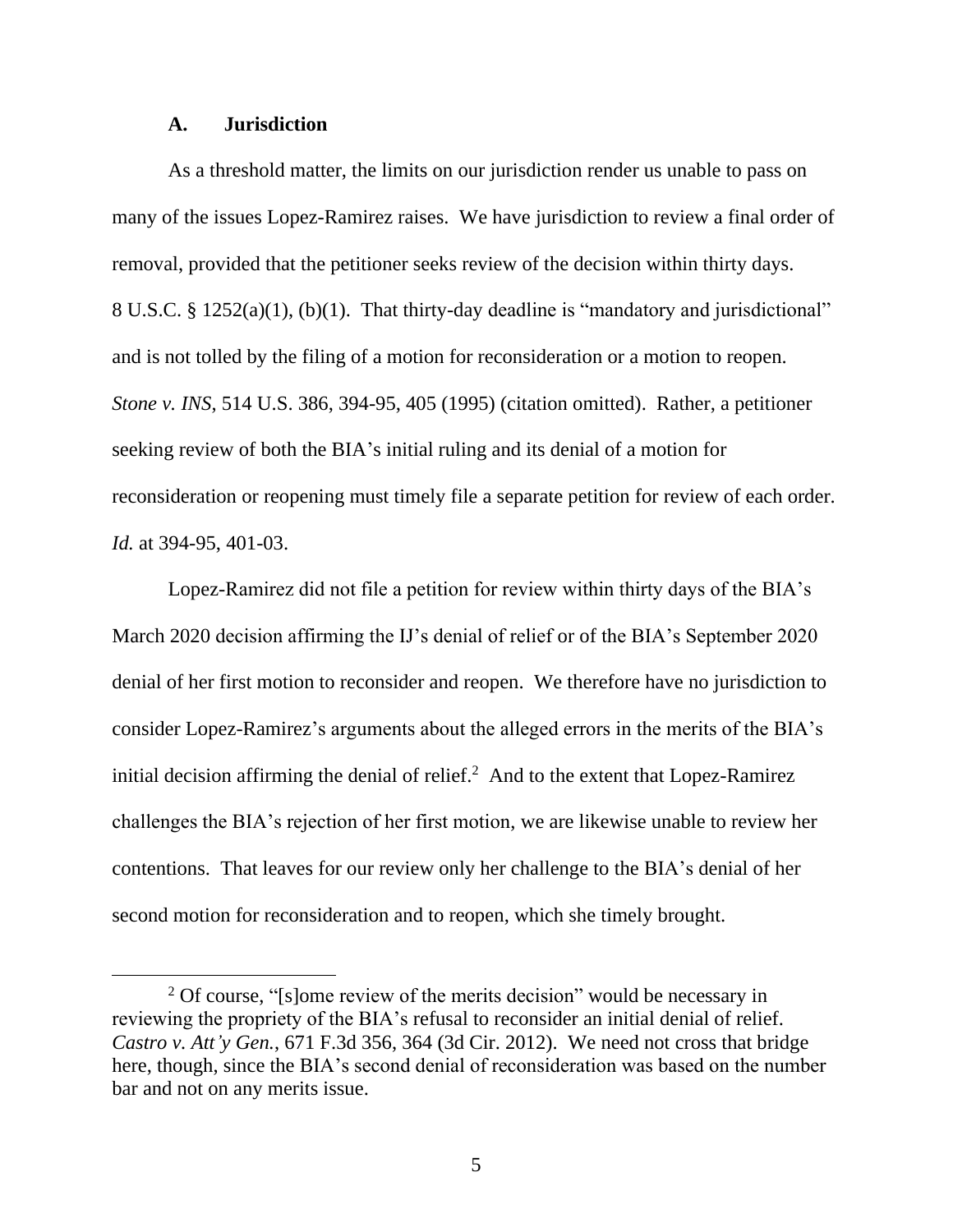### A. Jurisdiction

As a threshold matter, the limits on our jurisdiction render us unable to pass on many of the issues Lopez-Ramirez raises. We have jurisdiction to review a final order of removal, provided that the petitioner seeks review of the decision within thirty days. 8 U.S.C. § 1252(a)(1), (b)(1). That thirty-day deadline is "mandatory and jurisdictional" and is not tolled by the filing of a motion for reconsideration or a motion to reopen. *Stone v. INS*, 514 U.S. 386, 394-95, 405 (1995) (citation omitted). Rather, a petitioner seeking review of both the BIA's initial ruling and its denial of a motion for reconsideration or reopening must timely file a separate petition for review of each order. *Id.* at 394-95, 401-03.

Lopez-Ramirez did not file a petition for review within thirty days of the BIA's March 2020 decision affirming the IJ's denial of relief or of the BIA's September 2020 denial of her first motion to reconsider and reopen. We therefore have no jurisdiction to consider Lopez-Ramirez's arguments about the alleged errors in the merits of the BIA's initial decision affirming the denial of relief.[2] And to the extent that Lopez-Ramirez challenges the BIA's rejection of her first motion, we are likewise unable to review her contentions. That leaves for our review only her challenge to the BIA's denial of her second motion for reconsideration and to reopen, which she timely brought.

[2] Of course, "[s]ome review of the merits decision" would be necessary in reviewing the propriety of the BIA's refusal to reconsider an initial denial of relief. *Castro v. Att'y Gen.*, 671 F.3d 356, 364 (3d Cir. 2012). We need not cross that bridge here, though, since the BIA's second denial of reconsideration was based on the number bar and not on any merits issue.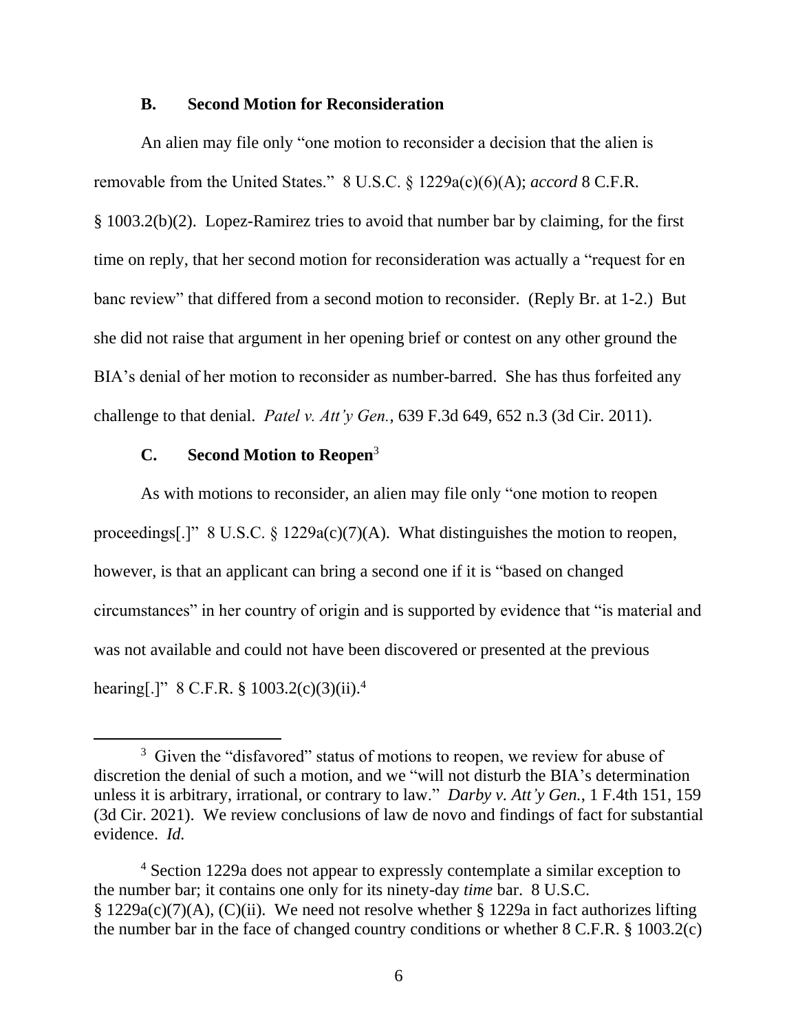### B. Second Motion for Reconsideration

An alien may file only "one motion to reconsider a decision that the alien is removable from the United States." 8 U.S.C. § 1229a(c)(6)(A); *accord* 8 C.F.R. § 1003.2(b)(2). Lopez-Ramirez tries to avoid that number bar by claiming, for the first time on reply, that her second motion for reconsideration was actually a "request for en banc review" that differed from a second motion to reconsider. (Reply Br. at 1-2.) But she did not raise that argument in her opening brief or contest on any other ground the BIA's denial of her motion to reconsider as number-barred. She has thus forfeited any challenge to that denial. *Patel v. Att'y Gen.*, 639 F.3d 649, 652 n.3 (3d Cir. 2011).

### C. Second Motion to Reopen[3]

As with motions to reconsider, an alien may file only "one motion to reopen proceedings[.]" 8 U.S.C. § 1229a(c)(7)(A). What distinguishes the motion to reopen, however, is that an applicant can bring a second one if it is "based on changed circumstances" in her country of origin and is supported by evidence that "is material and was not available and could not have been discovered or presented at the previous hearing[.]" 8 C.F.R. § 1003.2(c)(3)(ii).[4]

---

[3] Given the "disfavored" status of motions to reopen, we review for abuse of discretion the denial of such a motion, and we "will not disturb the BIA's determination unless it is arbitrary, irrational, or contrary to law." *Darby v. Att'y Gen.*, 1 F.4th 151, 159 (3d Cir. 2021). We review conclusions of law de novo and findings of fact for substantial evidence. *Id.*

[4] Section 1229a does not appear to expressly contemplate a similar exception to the number bar; it contains one only for its ninety-day *time* bar. 8 U.S.C. § 1229a(c)(7)(A), (C)(ii). We need not resolve whether § 1229a in fact authorizes lifting the number bar in the face of changed country conditions or whether 8 C.F.R. § 1003.2(c)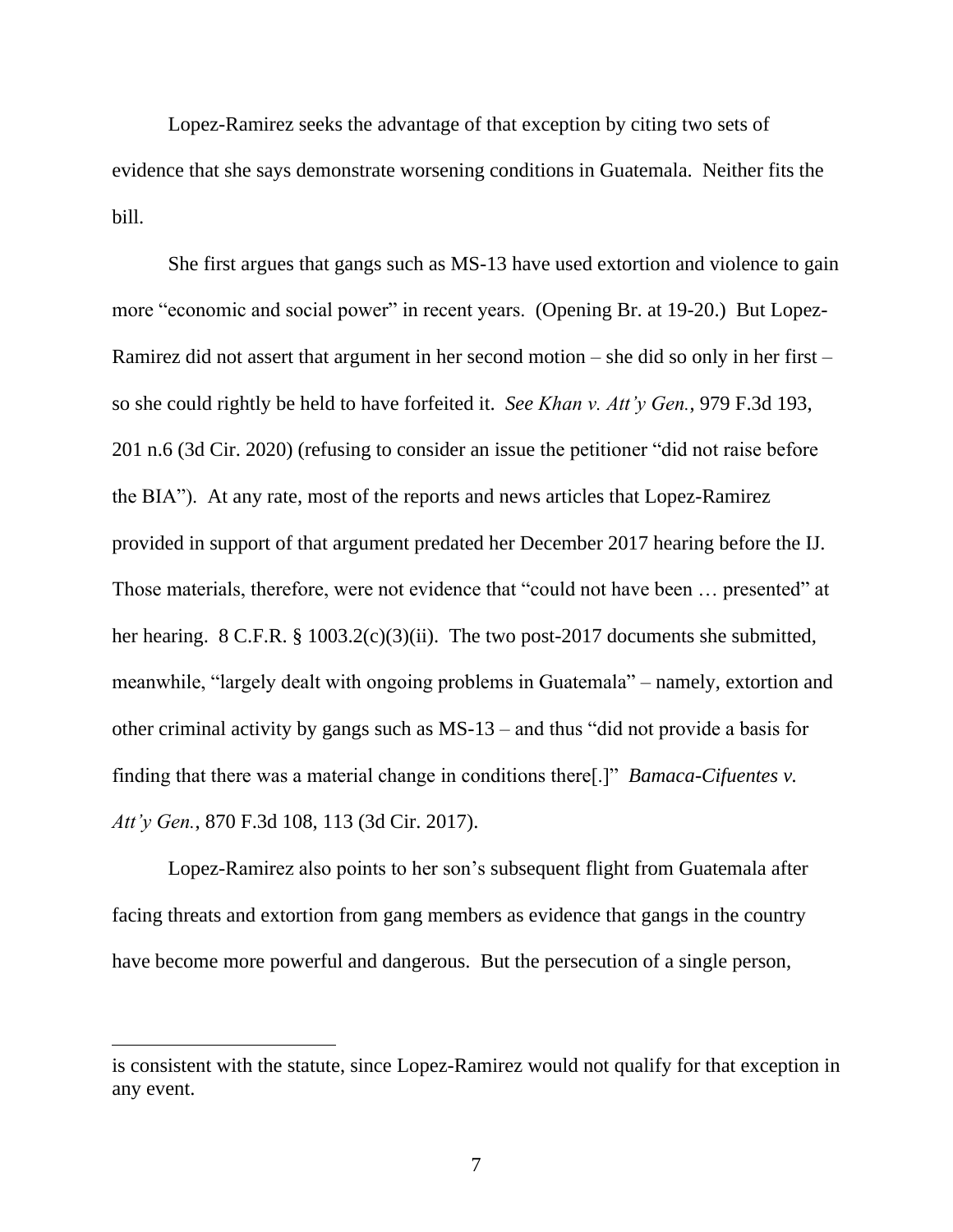Lopez-Ramirez seeks the advantage of that exception by citing two sets of evidence that she says demonstrate worsening conditions in Guatemala. Neither fits the bill.

She first argues that gangs such as MS-13 have used extortion and violence to gain more "economic and social power" in recent years. (Opening Br. at 19-20.) But Lopez-Ramirez did not assert that argument in her second motion – she did so only in her first – so she could rightly be held to have forfeited it. *See Khan v. Att'y Gen.*, 979 F.3d 193, 201 n.6 (3d Cir. 2020) (refusing to consider an issue the petitioner "did not raise before the BIA"). At any rate, most of the reports and news articles that Lopez-Ramirez provided in support of that argument predated her December 2017 hearing before the IJ. Those materials, therefore, were not evidence that "could not have been … presented" at her hearing. 8 C.F.R. § 1003.2(c)(3)(ii). The two post-2017 documents she submitted, meanwhile, "largely dealt with ongoing problems in Guatemala" – namely, extortion and other criminal activity by gangs such as MS-13 – and thus "did not provide a basis for finding that there was a material change in conditions there[.]" *Bamaca-Cifuentes v. Att'y Gen.*, 870 F.3d 108, 113 (3d Cir. 2017).

Lopez-Ramirez also points to her son's subsequent flight from Guatemala after facing threats and extortion from gang members as evidence that gangs in the country have become more powerful and dangerous. But the persecution of a single person,

---

is consistent with the statute, since Lopez-Ramirez would not qualify for that exception in any event.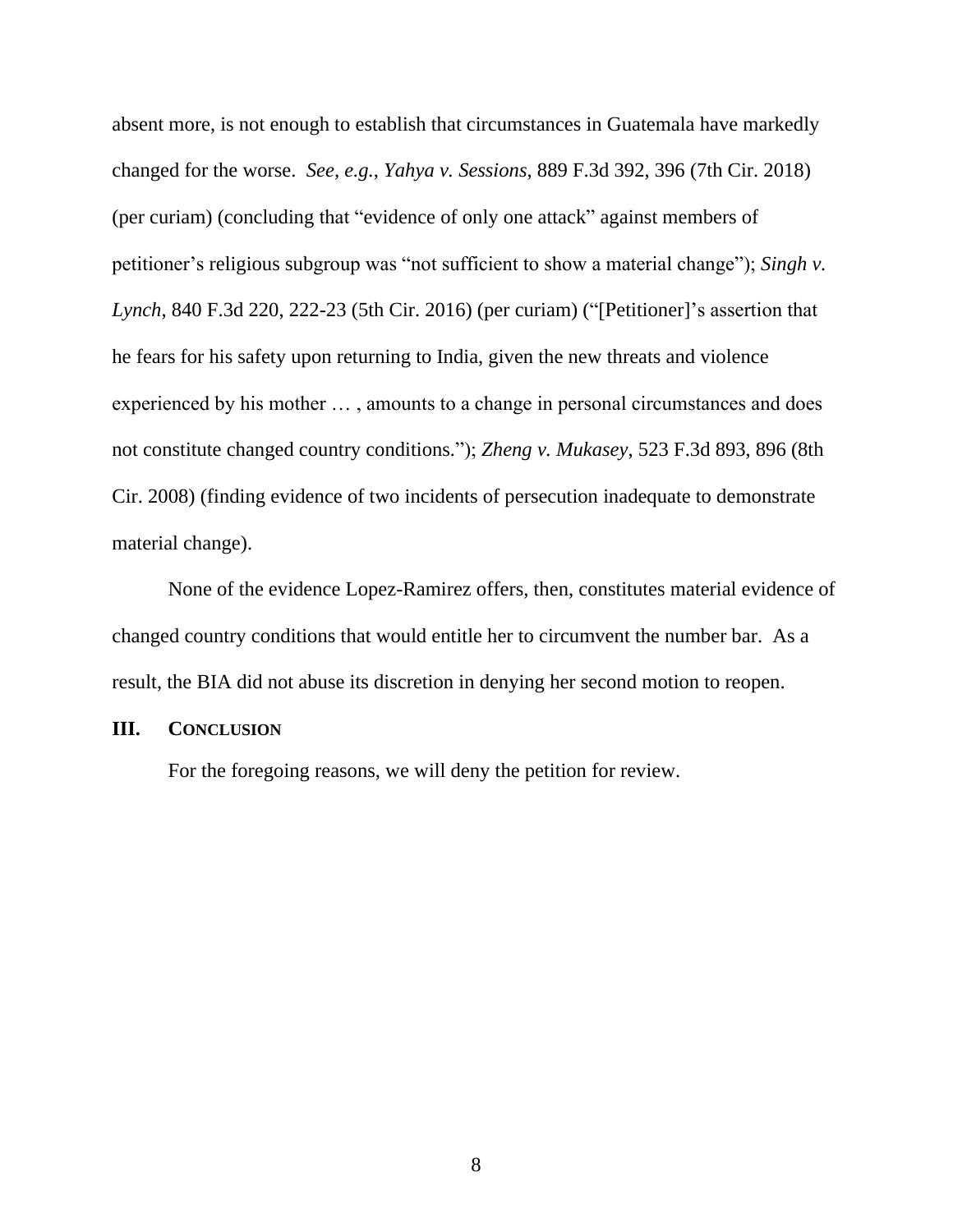absent more, is not enough to establish that circumstances in Guatemala have markedly changed for the worse. *See, e.g.*, *Yahya v. Sessions*, 889 F.3d 392, 396 (7th Cir. 2018) (per curiam) (concluding that "evidence of only one attack" against members of petitioner's religious subgroup was "not sufficient to show a material change"); *Singh v. Lynch*, 840 F.3d 220, 222-23 (5th Cir. 2016) (per curiam) ("[Petitioner]'s assertion that he fears for his safety upon returning to India, given the new threats and violence experienced by his mother … , amounts to a change in personal circumstances and does not constitute changed country conditions."); *Zheng v. Mukasey*, 523 F.3d 893, 896 (8th Cir. 2008) (finding evidence of two incidents of persecution inadequate to demonstrate material change).

None of the evidence Lopez-Ramirez offers, then, constitutes material evidence of changed country conditions that would entitle her to circumvent the number bar. As a result, the BIA did not abuse its discretion in denying her second motion to reopen.

## III. Conclusion

For the foregoing reasons, we will deny the petition for review.